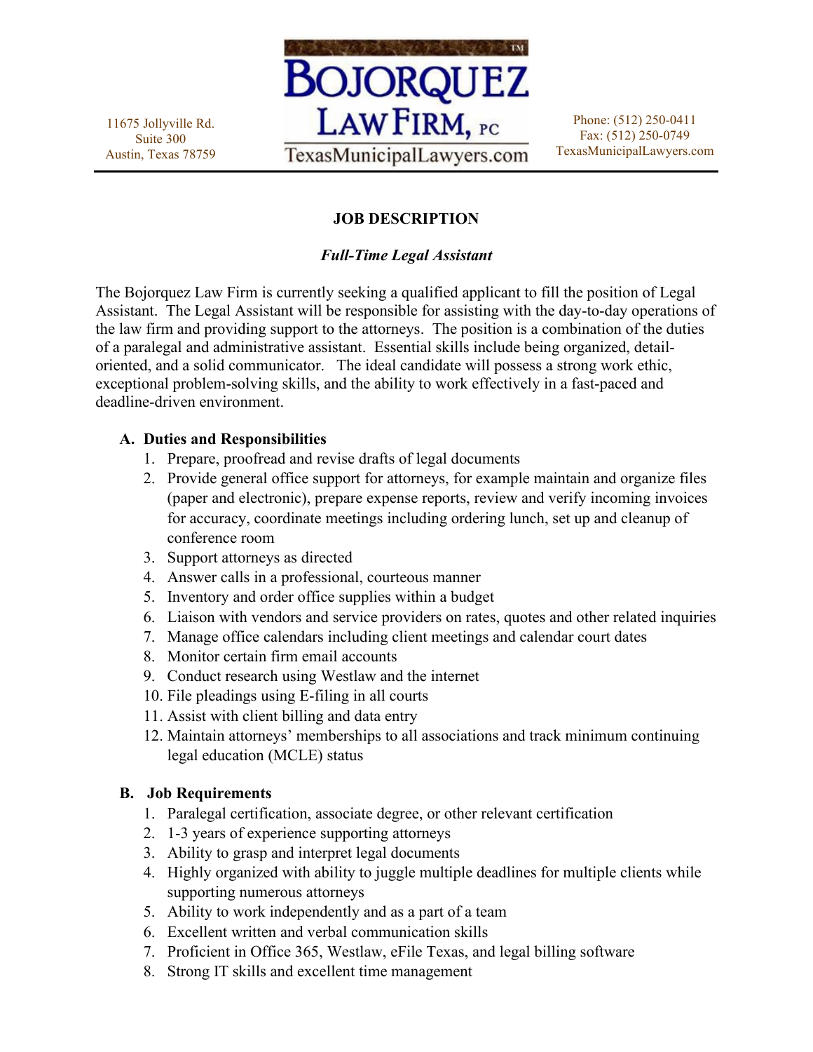11675 Jollyville Rd.
Suite 300
Austin, Texas 78759

BOJORQUEZ LAW FIRM, PC
TexasMunicipalLawyers.com

Phone: (512) 250-0411
Fax: (512) 250-0749
TexasMunicipalLawyers.com

# JOB DESCRIPTION

***Full-Time Legal Assistant***

The Bojorquez Law Firm is currently seeking a qualified applicant to fill the position of Legal Assistant. The Legal Assistant will be responsible for assisting with the day-to-day operations of the law firm and providing support to the attorneys. The position is a combination of the duties of a paralegal and administrative assistant. Essential skills include being organized, detail-oriented, and a solid communicator. The ideal candidate will possess a strong work ethic, exceptional problem-solving skills, and the ability to work effectively in a fast-paced and deadline-driven environment.

## A. Duties and Responsibilities

1. Prepare, proofread and revise drafts of legal documents
2. Provide general office support for attorneys, for example maintain and organize files (paper and electronic), prepare expense reports, review and verify incoming invoices for accuracy, coordinate meetings including ordering lunch, set up and cleanup of conference room
3. Support attorneys as directed
4. Answer calls in a professional, courteous manner
5. Inventory and order office supplies within a budget
6. Liaison with vendors and service providers on rates, quotes and other related inquiries
7. Manage office calendars including client meetings and calendar court dates
8. Monitor certain firm email accounts
9. Conduct research using Westlaw and the internet
10. File pleadings using E-filing in all courts
11. Assist with client billing and data entry
12. Maintain attorneys' memberships to all associations and track minimum continuing legal education (MCLE) status

## B. Job Requirements

1. Paralegal certification, associate degree, or other relevant certification
2. 1-3 years of experience supporting attorneys
3. Ability to grasp and interpret legal documents
4. Highly organized with ability to juggle multiple deadlines for multiple clients while supporting numerous attorneys
5. Ability to work independently and as a part of a team
6. Excellent written and verbal communication skills
7. Proficient in Office 365, Westlaw, eFile Texas, and legal billing software
8. Strong IT skills and excellent time management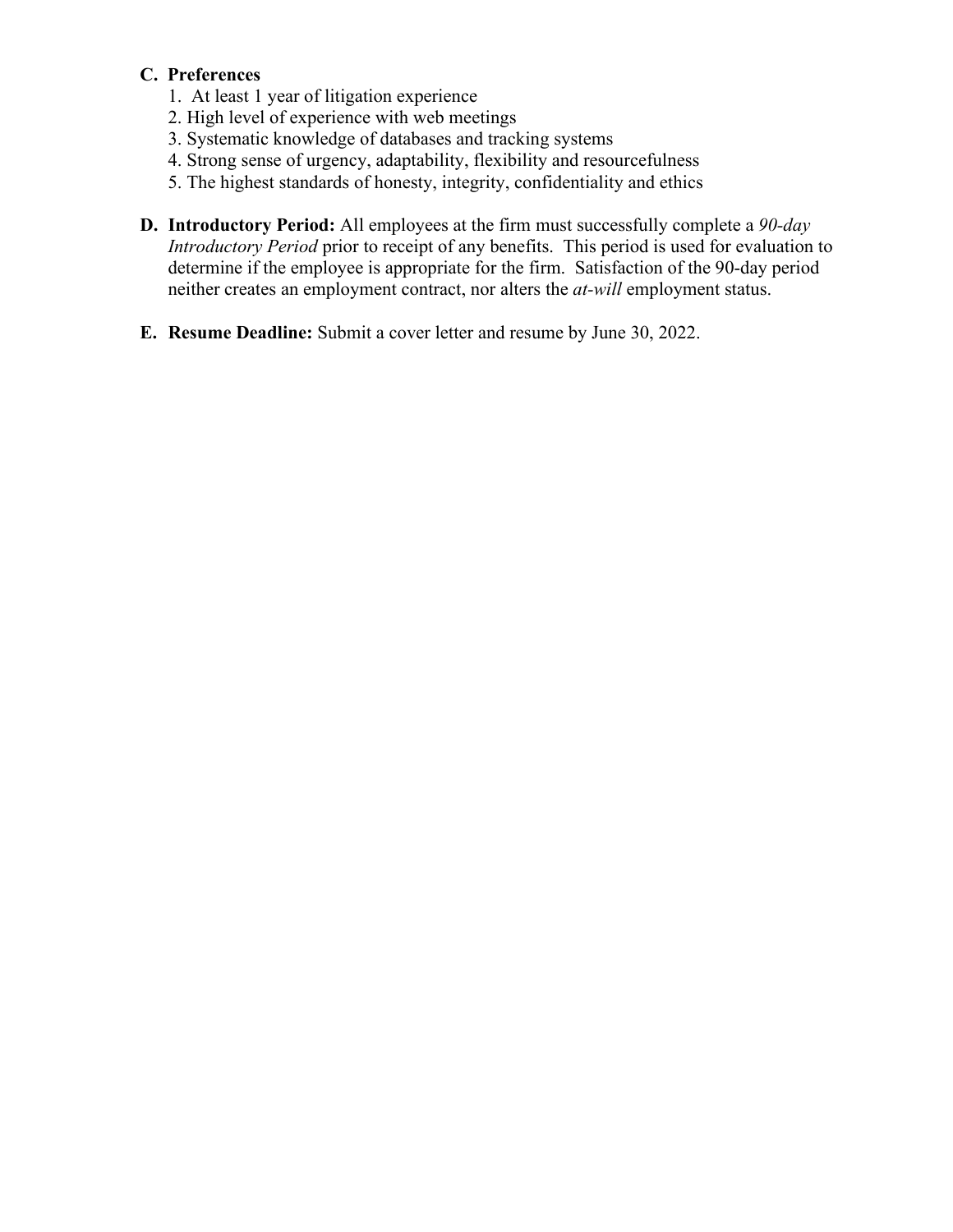**C. Preferences**

1. At least 1 year of litigation experience
2. High level of experience with web meetings
3. Systematic knowledge of databases and tracking systems
4. Strong sense of urgency, adaptability, flexibility and resourcefulness
5. The highest standards of honesty, integrity, confidentiality and ethics

**D. Introductory Period:** All employees at the firm must successfully complete a *90-day Introductory Period* prior to receipt of any benefits. This period is used for evaluation to determine if the employee is appropriate for the firm. Satisfaction of the 90-day period neither creates an employment contract, nor alters the *at-will* employment status.

**E. Resume Deadline:** Submit a cover letter and resume by June 30, 2022.